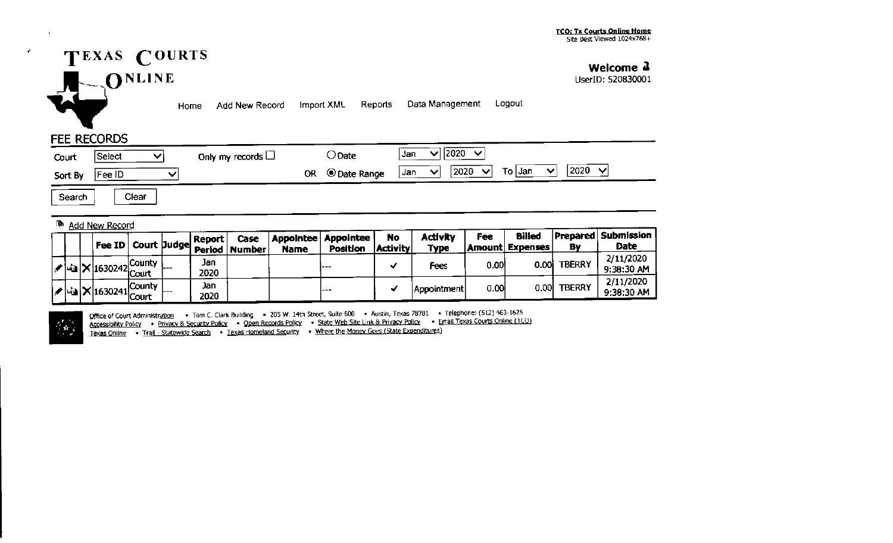TCO: Tx Courts Online Home
Site Best Viewed 1024x768+

# TEXAS COURTS ONLINE

Welcome
UserID: 520830001

Home | Add New Record | Import XML | Reports | Data Management | Logout

## FEE RECORDS

Court: Select | Only my records ☐ | ○ Date: Jan 2020
Sort By: Fee ID | OR ◉ Date Range: Jan 2020 To Jan 2020

Search | Clear

Add New Record

| | | | Fee ID | Court | Judge | Report Period | Case Number | Appointee Name | Appointee Position | No Activity | Activity Type | Fee Amount | Billed Expenses | Prepared By | Submission Date |
|---|---|---|---|---|---|---|---|---|---|---|---|---|---|---|---|
| ✎ | | ✕ | 1630242 | County Court | --- | Jan 2020 | | | --- | ✓ | Fees | 0.00 | 0.00 | TBERRY | 2/11/2020 9:38:30 AM |
| ✎ | | ✕ | 1630241 | County Court | --- | Jan 2020 | | | --- | ✓ | Appointment | 0.00 | 0.00 | TBERRY | 2/11/2020 9:38:30 AM |

Office of Court Administration • Tom C. Clark Building • 205 W. 14th Street, Suite 600 • Austin, Texas 78701 • Telephone: (512) 463-1625
Accessibility Policy • Privacy & Security Policy • Open Records Policy • State Web Site Link & Privacy Policy • Email Texas Courts Online (TCO)
Texas Online • Trail - Statewide Search • Texas Homeland Security • Where the Money Goes (State Expenditures)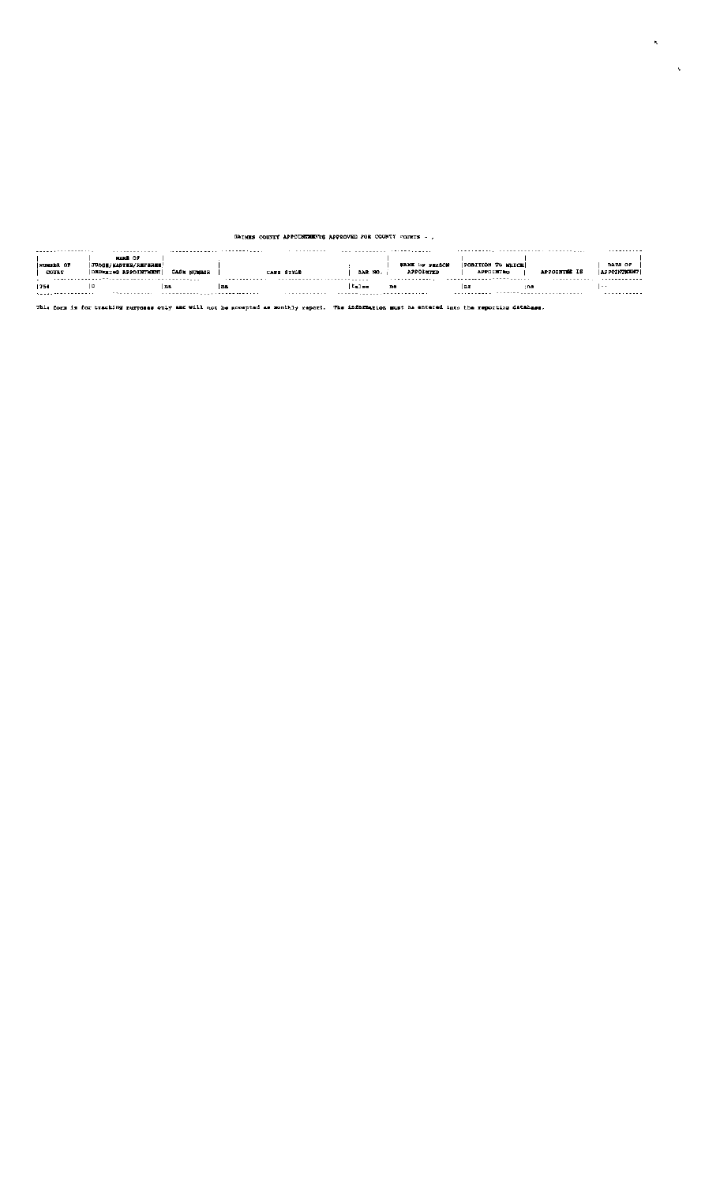GAINES COUNTY APPOINTMENTS APPROVED FOR COUNTY COURTS - ,

| NUMBER OF COURT | NAME OF JUDGE/MASTER/REFEREE ORDERING APPOINTMENT | CASE NUMBER | CASE STYLE | BAR NO. | NAME OF PERSON APPOINTED | POSITION TO WHICH APPOINTED | APPOINTEE IS | DATE OF APPOINTMENT |
|---|---|---|---|---|---|---|---|---|
| 254 | 0 | na | na | false | na | na | na | -- |

This form is for tracking purposes only and will not be accepted as monthly report. The information must be entered into the reporting database.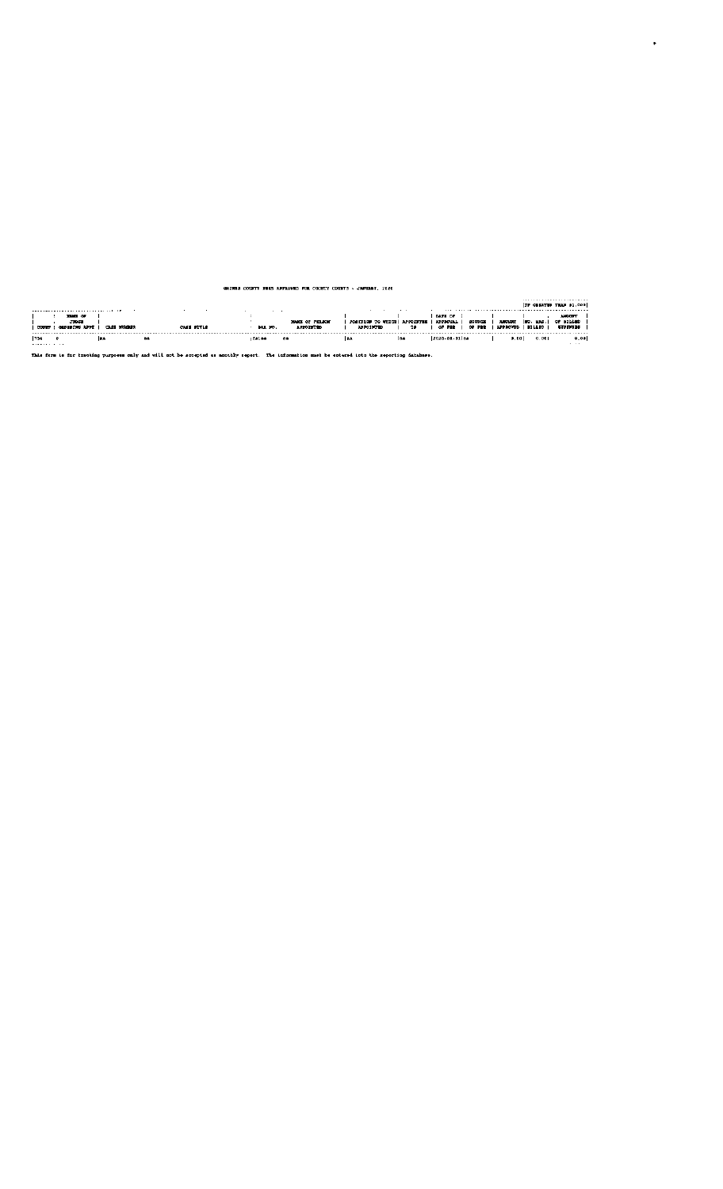GAINES COUNTY FEES APPROVED FOR COUNTY COURTS - JANUARY, 2020

| | | | | | | | | | | | | IF GREATER THAN $1,000 | |
|---|---|---|---|---|---|---|---|---|---|---|---|---|---|
| COURT | NAME OF JUDGE ORDERING APPT | CASE NUMBER | CASE STYLE | BAR NO. | NAME OF PERSON APPOINTED | POSITION TO WHICH APPOINTED | APPOINTEE IS | DATE OF APPROVAL OF FEE | SOURCE OF FEE | AMOUNT APPROVED | NO. HRS. BILLED | AMOUNT OF BILLED EXPENSES | |
| 734 | 0 | na | na | false | na | na | na | 2020-01-31 | na | 0.00 | 0.00 | 0.00 | |

This form is for tracking purposes only and will not be accepted as monthly report. The information must be entered into the reporting database.